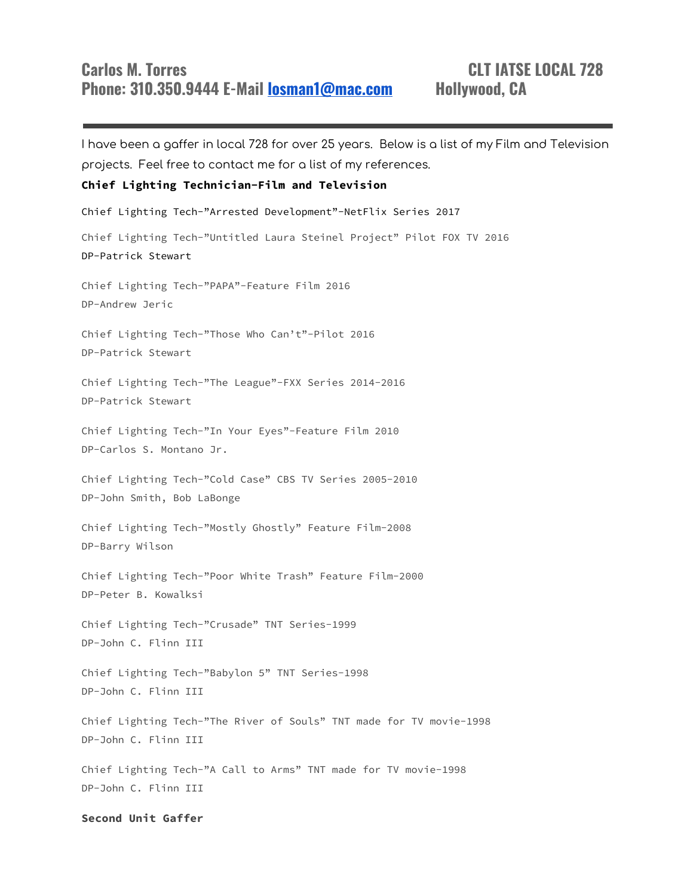# Carlos M. Torres CLT IATSE LOCAL 728
# Phone: 310.350.9444 E-Mail [losman1@mac.com](mailto:losman1@mac.com) Hollywood, CA

---

I have been a gaffer in local 728 for over 25 years. Below is a list of my Film and Television projects. Feel free to contact me for a list of my references.

**Chief Lighting Technician-Film and Television**

Chief Lighting Tech-"Arrested Development"-NetFlix Series 2017

Chief Lighting Tech-"Untitled Laura Steinel Project" Pilot FOX TV 2016
DP-Patrick Stewart

Chief Lighting Tech-"PAPA"-Feature Film 2016
DP-Andrew Jeric

Chief Lighting Tech-"Those Who Can't"-Pilot 2016
DP-Patrick Stewart

Chief Lighting Tech-"The League"-FXX Series 2014-2016
DP-Patrick Stewart

Chief Lighting Tech-"In Your Eyes"-Feature Film 2010
DP-Carlos S. Montano Jr.

Chief Lighting Tech-"Cold Case" CBS TV Series 2005-2010
DP-John Smith, Bob LaBonge

Chief Lighting Tech-"Mostly Ghostly" Feature Film-2008
DP-Barry Wilson

Chief Lighting Tech-"Poor White Trash" Feature Film-2000
DP-Peter B. Kowalksi

Chief Lighting Tech-"Crusade" TNT Series-1999
DP-John C. Flinn III

Chief Lighting Tech-"Babylon 5" TNT Series-1998
DP-John C. Flinn III

Chief Lighting Tech-"The River of Souls" TNT made for TV movie-1998
DP-John C. Flinn III

Chief Lighting Tech-"A Call to Arms" TNT made for TV movie-1998
DP-John C. Flinn III

**Second Unit Gaffer**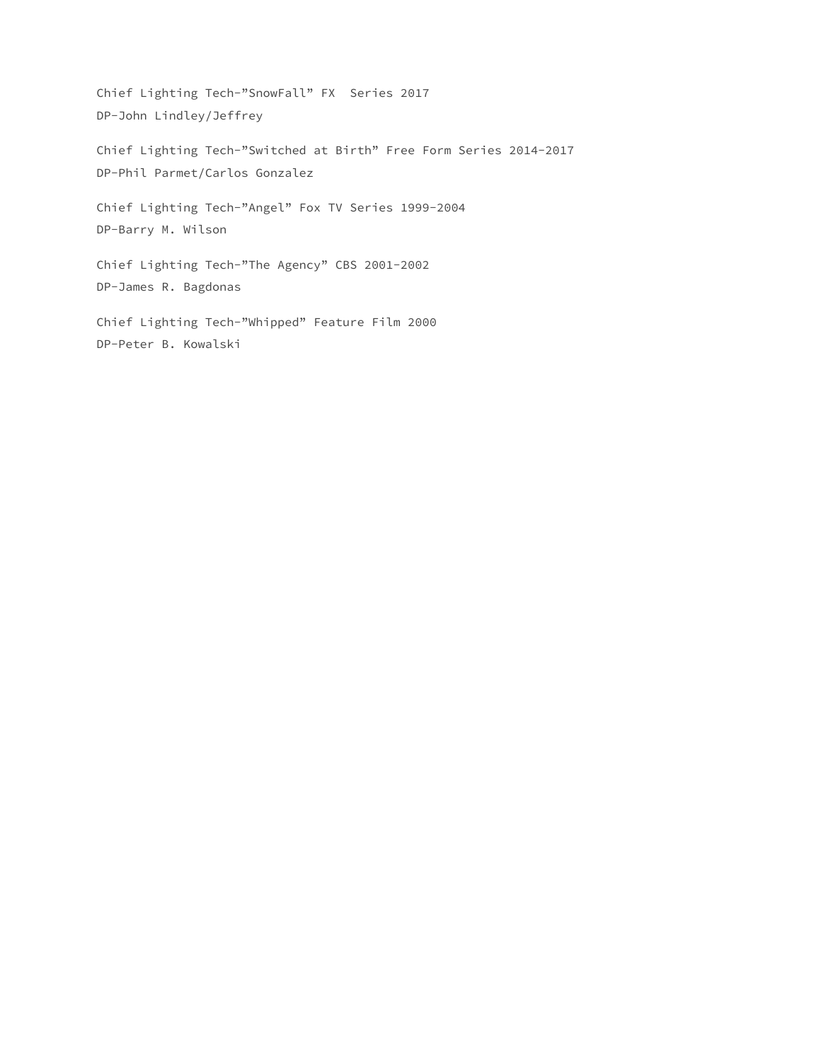Chief Lighting Tech-”SnowFall” FX  Series 2017
DP-John Lindley/Jeffrey

Chief Lighting Tech-”Switched at Birth” Free Form Series 2014-2017
DP-Phil Parmet/Carlos Gonzalez

Chief Lighting Tech-”Angel” Fox TV Series 1999-2004
DP-Barry M. Wilson

Chief Lighting Tech-”The Agency” CBS 2001-2002
DP-James R. Bagdonas

Chief Lighting Tech-”Whipped” Feature Film 2000
DP-Peter B. Kowalski